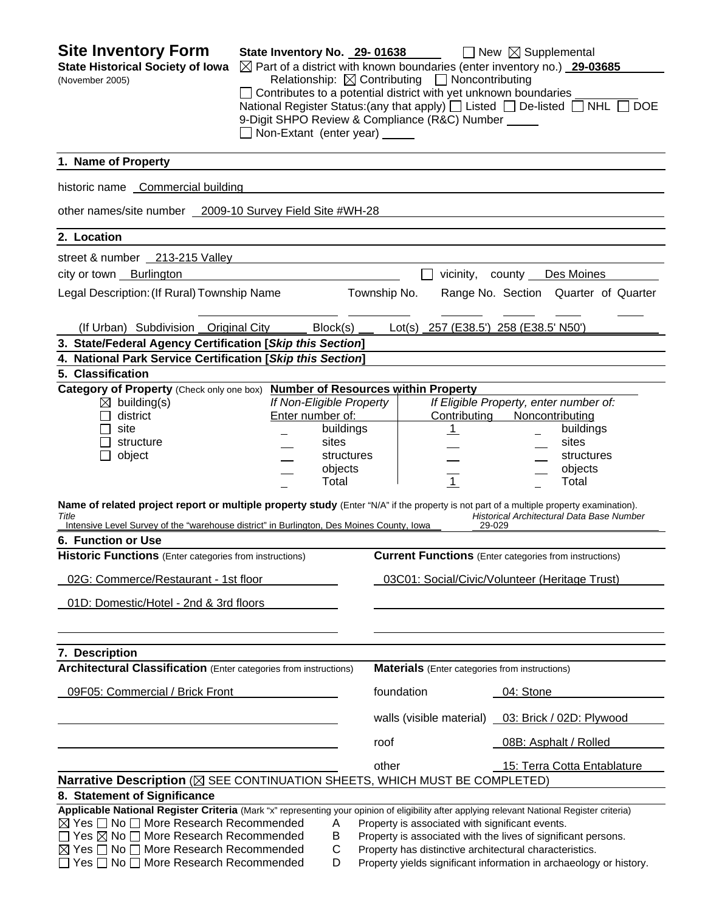# Site Inventory Form

**State Historical Society of Iowa**
(November 2005)

**State Inventory No.** 29- 01638 ☐ New ☒ Supplemental

☒ Part of a district with known boundaries (enter inventory no.) **29-03685**

Relationship: ☒ Contributing ☐ Noncontributing

☐ Contributes to a potential district with yet unknown boundaries

National Register Status:(any that apply) ☐ Listed ☐ De-listed ☐ NHL ☐ DOE

9-Digit SHPO Review & Compliance (R&C) Number

☐ Non-Extant (enter year)

## 1. Name of Property

historic name Commercial building

other names/site number 2009-10 Survey Field Site #WH-28

## 2. Location

street & number 213-215 Valley

city or town Burlington ☐ vicinity, county Des Moines

Legal Description: (If Rural) Township Name Township No. Range No. Section Quarter of Quarter

(If Urban) Subdivision Original City Block(s) Lot(s) 257 (E38.5') 258 (E38.5' N50')

## 3. State/Federal Agency Certification [*Skip this Section*]

## 4. National Park Service Certification [*Skip this Section*]

## 5. Classification

**Category of Property** (Check only one box)

- ☒ building(s)
- ☐ district
- ☐ site
- ☐ structure
- ☐ object

**Number of Resources within Property**

| If Non-Eligible Property Enter number of: | | If Eligible Property, enter number of: Contributing | Noncontributing | |
|---|---|---|---|---|
| | buildings | 1 | | buildings |
| | sites | | | sites |
| | structures | | | structures |
| | objects | | | objects |
| | Total | 1 | | Total |

**Name of related project report or multiple property study** (Enter "N/A" if the property is not part of a multiple property examination).

| *Title* | *Historical Architectural Data Base Number* |
|---|---|
| Intensive Level Survey of the "warehouse district" in Burlington, Des Moines County, Iowa | 29-029 |

## 6. Function or Use

| **Historic Functions** (Enter categories from instructions) | **Current Functions** (Enter categories from instructions) |
|---|---|
| 02G: Commerce/Restaurant - 1st floor | 03C01: Social/Civic/Volunteer (Heritage Trust) |
| 01D: Domestic/Hotel - 2nd & 3rd floors | |

## 7. Description

**Architectural Classification** (Enter categories from instructions)

09F05: Commercial / Brick Front

**Materials** (Enter categories from instructions)

| | |
|---|---|
| foundation | 04: Stone |
| walls (visible material) | 03: Brick / 02D: Plywood |
| roof | 08B: Asphalt / Rolled |
| other | 15: Terra Cotta Entablature |

**Narrative Description** (☒ SEE CONTINUATION SHEETS, WHICH MUST BE COMPLETED)

## 8. Statement of Significance

**Applicable National Register Criteria** (Mark "x" representing your opinion of eligibility after applying relevant National Register criteria)

- ☒ Yes ☐ No ☐ More Research Recommended — A — Property is associated with significant events.
- ☐ Yes ☒ No ☐ More Research Recommended — B — Property is associated with the lives of significant persons.
- ☒ Yes ☐ No ☐ More Research Recommended — C — Property has distinctive architectural characteristics.
- ☐ Yes ☐ No ☐ More Research Recommended — D — Property yields significant information in archaeology or history.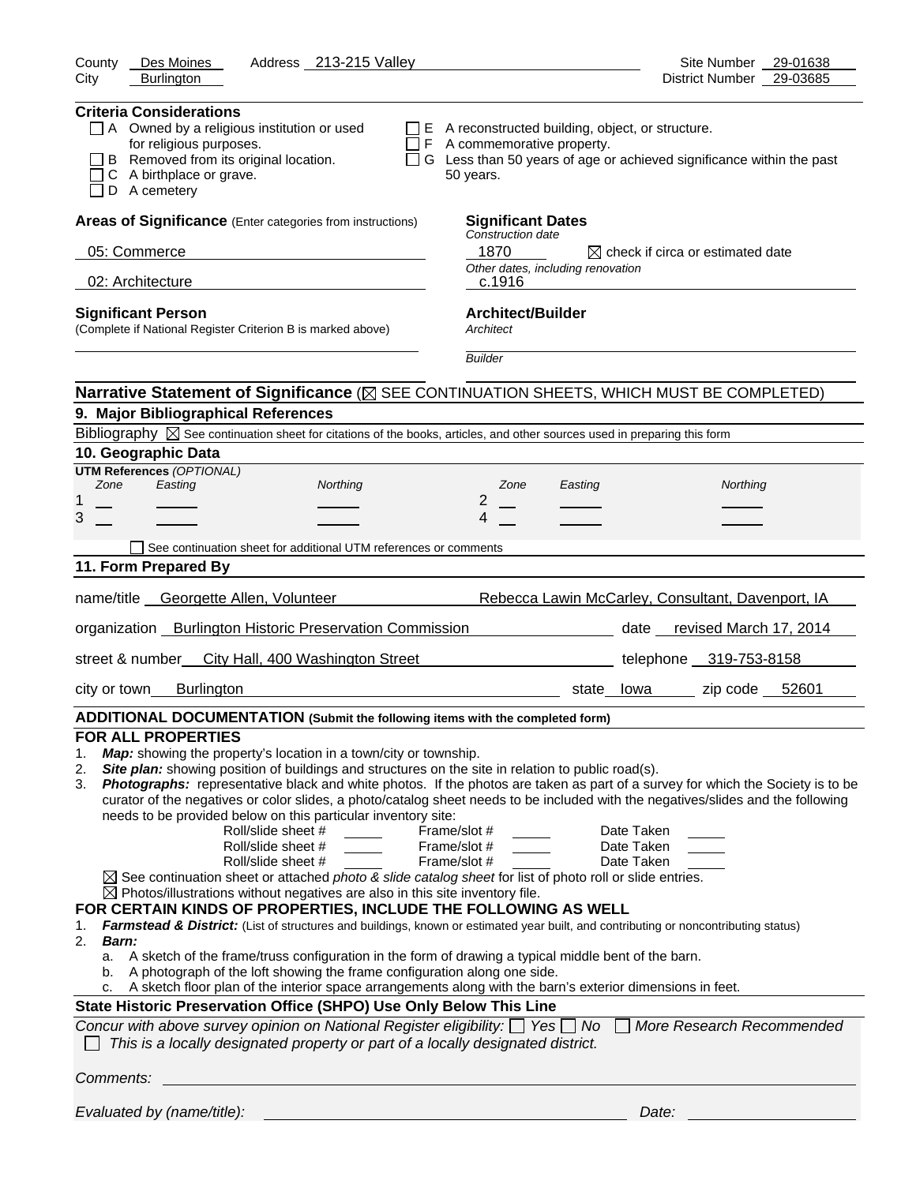County Des Moines Address 213-215 Valley Site Number 29-01638
City Burlington District Number 29-03685

**Criteria Considerations**

- ☐ A Owned by a religious institution or used for religious purposes.
- ☐ B Removed from its original location.
- ☐ C A birthplace or grave.
- ☐ D A cemetery
- ☐ E A reconstructed building, object, or structure.
- ☐ F A commemorative property.
- ☐ G Less than 50 years of age or achieved significance within the past 50 years.

**Areas of Significance** (Enter categories from instructions)

05: Commerce

02: Architecture

**Significant Dates**

*Construction date*

1870 ☒ check if circa or estimated date

*Other dates, including renovation*

c.1916

**Significant Person**

(Complete if National Register Criterion B is marked above)

**Architect/Builder**

*Architect*

*Builder*

**Narrative Statement of Significance** (☒ SEE CONTINUATION SHEETS, WHICH MUST BE COMPLETED)

## 9. Major Bibliographical References

Bibliography ☒ See continuation sheet for citations of the books, articles, and other sources used in preparing this form

## 10. Geographic Data

**UTM References** *(OPTIONAL)*

| | Zone | Easting | Northing | | Zone | Easting | Northing |
|---|---|---|---|---|---|---|---|
| 1 | | | | 2 | | | |
| 3 | | | | 4 | | | |

☐ See continuation sheet for additional UTM references or comments

## 11. Form Prepared By

name/title Georgette Allen, Volunteer Rebecca Lawin McCarley, Consultant, Davenport, IA

organization Burlington Historic Preservation Commission date revised March 17, 2014

street & number City Hall, 400 Washington Street telephone 319-753-8158

city or town Burlington state Iowa zip code 52601

**ADDITIONAL DOCUMENTATION (Submit the following items with the completed form)**

**FOR ALL PROPERTIES**

1. ***Map:*** showing the property's location in a town/city or township.
2. ***Site plan:*** showing position of buildings and structures on the site in relation to public road(s).
3. ***Photographs:*** representative black and white photos. If the photos are taken as part of a survey for which the Society is to be curator of the negatives or color slides, a photo/catalog sheet needs to be included with the negatives/slides and the following needs to be provided below on this particular inventory site:

| Roll/slide sheet # | Frame/slot # | Date Taken |
|---|---|---|
| | | |
| | | |
| | | |

☒ See continuation sheet or attached *photo & slide catalog sheet* for list of photo roll or slide entries.

☒ Photos/illustrations without negatives are also in this site inventory file.

**FOR CERTAIN KINDS OF PROPERTIES, INCLUDE THE FOLLOWING AS WELL**

1. ***Farmstead & District:*** (List of structures and buildings, known or estimated year built, and contributing or noncontributing status)
2. ***Barn:***
   a. A sketch of the frame/truss configuration in the form of drawing a typical middle bent of the barn.
   b. A photograph of the loft showing the frame configuration along one side.
   c. A sketch floor plan of the interior space arrangements along with the barn's exterior dimensions in feet.

**State Historic Preservation Office (SHPO) Use Only Below This Line**

*Concur with above survey opinion on National Register eligibility:* ☐ *Yes* ☐ *No* ☐ *More Research Recommended*

☐ *This is a locally designated property or part of a locally designated district.*

*Comments:*

*Evaluated by (name/title):* *Date:*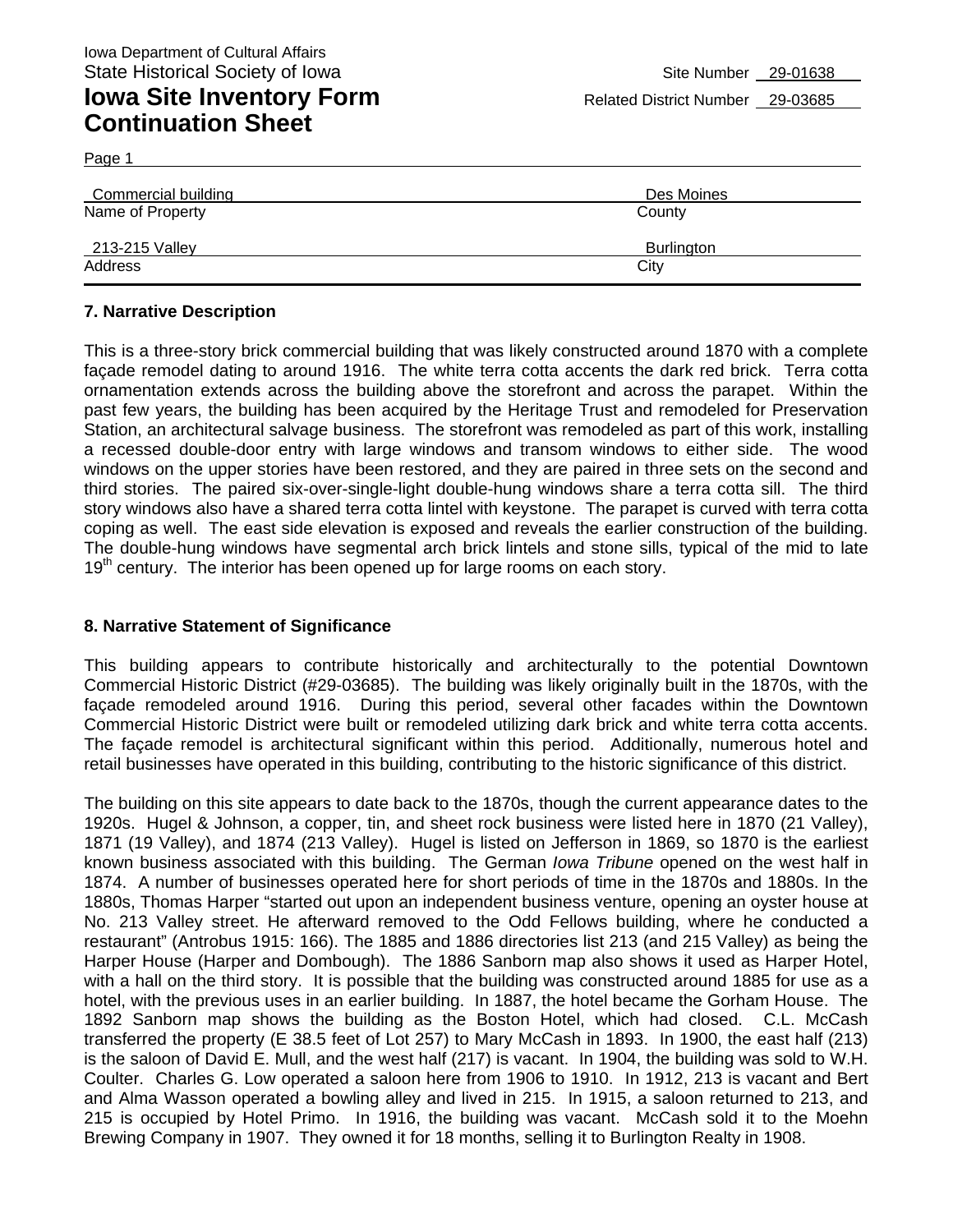Iowa Department of Cultural Affairs
State Historical Society of Iowa

Site Number 29-01638

# Iowa Site Inventory Form Continuation Sheet

Related District Number 29-03685

Page 1

| Commercial building | Des Moines |
|---|---|
| Name of Property | County |
| 213-215 Valley | Burlington |
| Address | City |

## 7. Narrative Description

This is a three-story brick commercial building that was likely constructed around 1870 with a complete façade remodel dating to around 1916. The white terra cotta accents the dark red brick. Terra cotta ornamentation extends across the building above the storefront and across the parapet. Within the past few years, the building has been acquired by the Heritage Trust and remodeled for Preservation Station, an architectural salvage business. The storefront was remodeled as part of this work, installing a recessed double-door entry with large windows and transom windows to either side. The wood windows on the upper stories have been restored, and they are paired in three sets on the second and third stories. The paired six-over-single-light double-hung windows share a terra cotta sill. The third story windows also have a shared terra cotta lintel with keystone. The parapet is curved with terra cotta coping as well. The east side elevation is exposed and reveals the earlier construction of the building. The double-hung windows have segmental arch brick lintels and stone sills, typical of the mid to late 19th century. The interior has been opened up for large rooms on each story.

## 8. Narrative Statement of Significance

This building appears to contribute historically and architecturally to the potential Downtown Commercial Historic District (#29-03685). The building was likely originally built in the 1870s, with the façade remodeled around 1916. During this period, several other facades within the Downtown Commercial Historic District were built or remodeled utilizing dark brick and white terra cotta accents. The façade remodel is architectural significant within this period. Additionally, numerous hotel and retail businesses have operated in this building, contributing to the historic significance of this district.

The building on this site appears to date back to the 1870s, though the current appearance dates to the 1920s. Hugel & Johnson, a copper, tin, and sheet rock business were listed here in 1870 (21 Valley), 1871 (19 Valley), and 1874 (213 Valley). Hugel is listed on Jefferson in 1869, so 1870 is the earliest known business associated with this building. The German *Iowa Tribune* opened on the west half in 1874. A number of businesses operated here for short periods of time in the 1870s and 1880s. In the 1880s, Thomas Harper "started out upon an independent business venture, opening an oyster house at No. 213 Valley street. He afterward removed to the Odd Fellows building, where he conducted a restaurant" (Antrobus 1915: 166). The 1885 and 1886 directories list 213 (and 215 Valley) as being the Harper House (Harper and Dombough). The 1886 Sanborn map also shows it used as Harper Hotel, with a hall on the third story. It is possible that the building was constructed around 1885 for use as a hotel, with the previous uses in an earlier building. In 1887, the hotel became the Gorham House. The 1892 Sanborn map shows the building as the Boston Hotel, which had closed. C.L. McCash transferred the property (E 38.5 feet of Lot 257) to Mary McCash in 1893. In 1900, the east half (213) is the saloon of David E. Mull, and the west half (217) is vacant. In 1904, the building was sold to W.H. Coulter. Charles G. Low operated a saloon here from 1906 to 1910. In 1912, 213 is vacant and Bert and Alma Wasson operated a bowling alley and lived in 215. In 1915, a saloon returned to 213, and 215 is occupied by Hotel Primo. In 1916, the building was vacant. McCash sold it to the Moehn Brewing Company in 1907. They owned it for 18 months, selling it to Burlington Realty in 1908.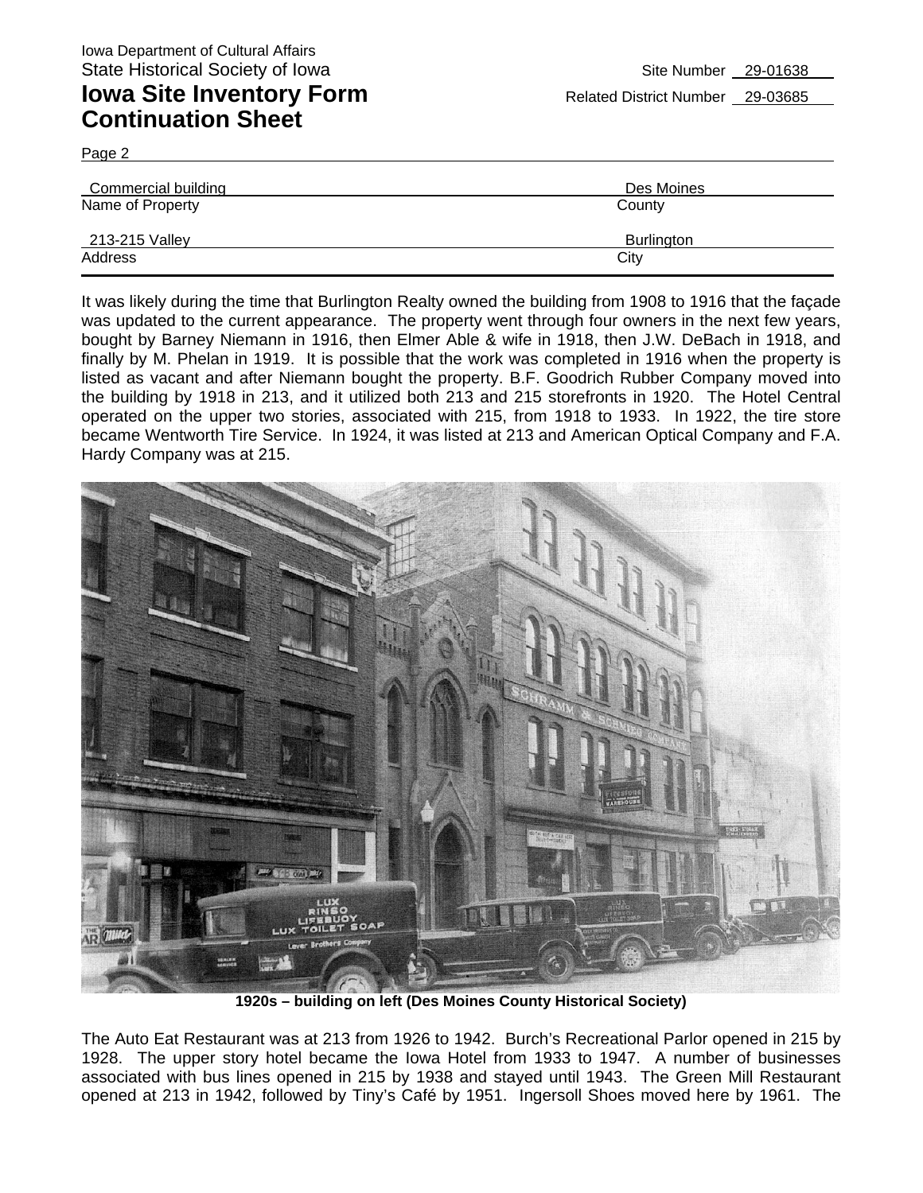Page 2

| Commercial building | Des Moines |
|---|---|
| Name of Property | County |
| 213-215 Valley | Burlington |
| Address | City |

It was likely during the time that Burlington Realty owned the building from 1908 to 1916 that the façade was updated to the current appearance. The property went through four owners in the next few years, bought by Barney Niemann in 1916, then Elmer Able & wife in 1918, then J.W. DeBach in 1918, and finally by M. Phelan in 1919. It is possible that the work was completed in 1916 when the property is listed as vacant and after Niemann bought the property. B.F. Goodrich Rubber Company moved into the building by 1918 in 213, and it utilized both 213 and 215 storefronts in 1920. The Hotel Central operated on the upper two stories, associated with 215, from 1918 to 1933. In 1922, the tire store became Wentworth Tire Service. In 1924, it was listed at 213 and American Optical Company and F.A. Hardy Company was at 215.

**1920s – building on left (Des Moines County Historical Society)**

The Auto Eat Restaurant was at 213 from 1926 to 1942. Burch's Recreational Parlor opened in 215 by 1928. The upper story hotel became the Iowa Hotel from 1933 to 1947. A number of businesses associated with bus lines opened in 215 by 1938 and stayed until 1943. The Green Mill Restaurant opened at 213 in 1942, followed by Tiny's Café by 1951. Ingersoll Shoes moved here by 1961. The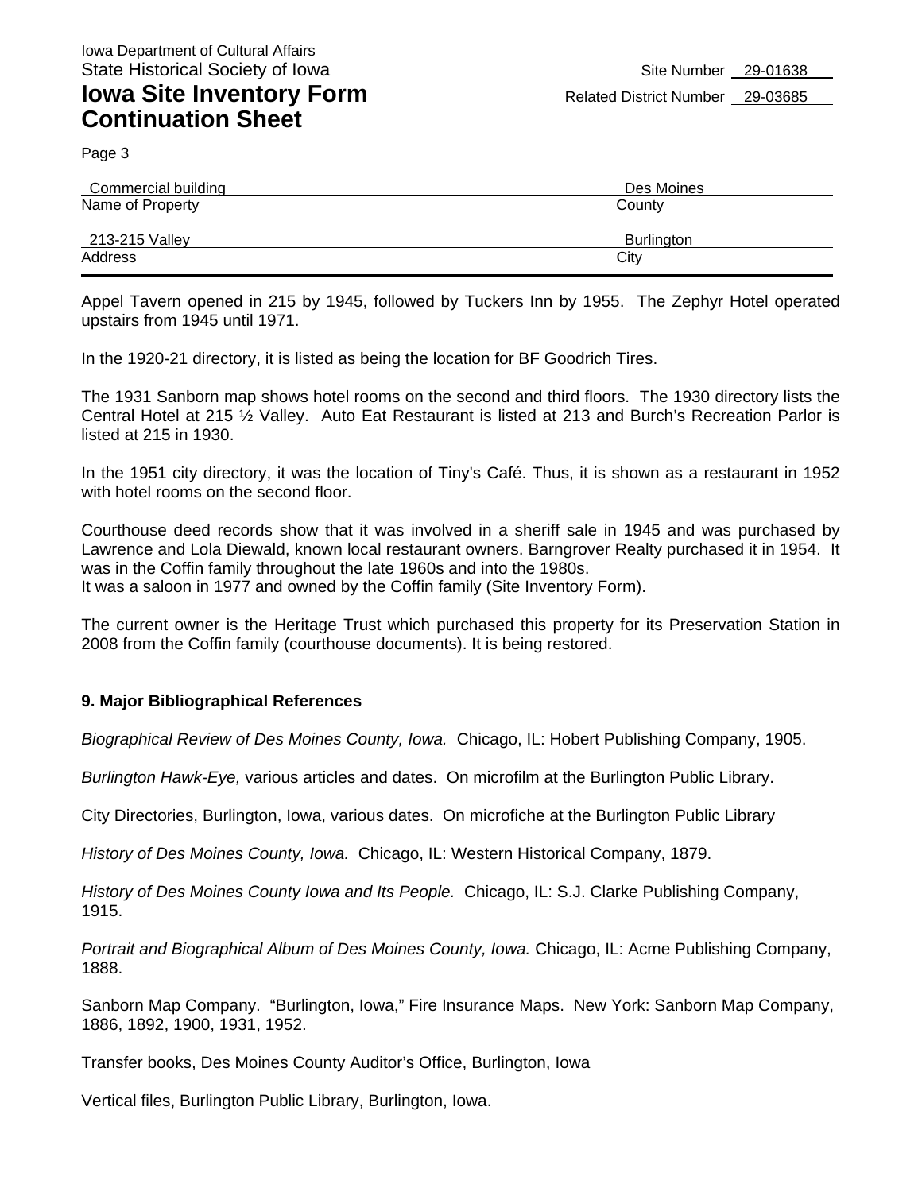Appel Tavern opened in 215 by 1945, followed by Tuckers Inn by 1955. The Zephyr Hotel operated upstairs from 1945 until 1971.

In the 1920-21 directory, it is listed as being the location for BF Goodrich Tires.

The 1931 Sanborn map shows hotel rooms on the second and third floors. The 1930 directory lists the Central Hotel at 215 ½ Valley. Auto Eat Restaurant is listed at 213 and Burch's Recreation Parlor is listed at 215 in 1930.

In the 1951 city directory, it was the location of Tiny's Café. Thus, it is shown as a restaurant in 1952 with hotel rooms on the second floor.

Courthouse deed records show that it was involved in a sheriff sale in 1945 and was purchased by Lawrence and Lola Diewald, known local restaurant owners. Barngrover Realty purchased it in 1954. It was in the Coffin family throughout the late 1960s and into the 1980s.
It was a saloon in 1977 and owned by the Coffin family (Site Inventory Form).

The current owner is the Heritage Trust which purchased this property for its Preservation Station in 2008 from the Coffin family (courthouse documents). It is being restored.

**9. Major Bibliographical References**

*Biographical Review of Des Moines County, Iowa.* Chicago, IL: Hobert Publishing Company, 1905.

*Burlington Hawk-Eye,* various articles and dates. On microfilm at the Burlington Public Library.

City Directories, Burlington, Iowa, various dates. On microfiche at the Burlington Public Library

*History of Des Moines County, Iowa.* Chicago, IL: Western Historical Company, 1879.

*History of Des Moines County Iowa and Its People.* Chicago, IL: S.J. Clarke Publishing Company, 1915.

*Portrait and Biographical Album of Des Moines County, Iowa.* Chicago, IL: Acme Publishing Company, 1888.

Sanborn Map Company. "Burlington, Iowa," Fire Insurance Maps. New York: Sanborn Map Company, 1886, 1892, 1900, 1931, 1952.

Transfer books, Des Moines County Auditor's Office, Burlington, Iowa

Vertical files, Burlington Public Library, Burlington, Iowa.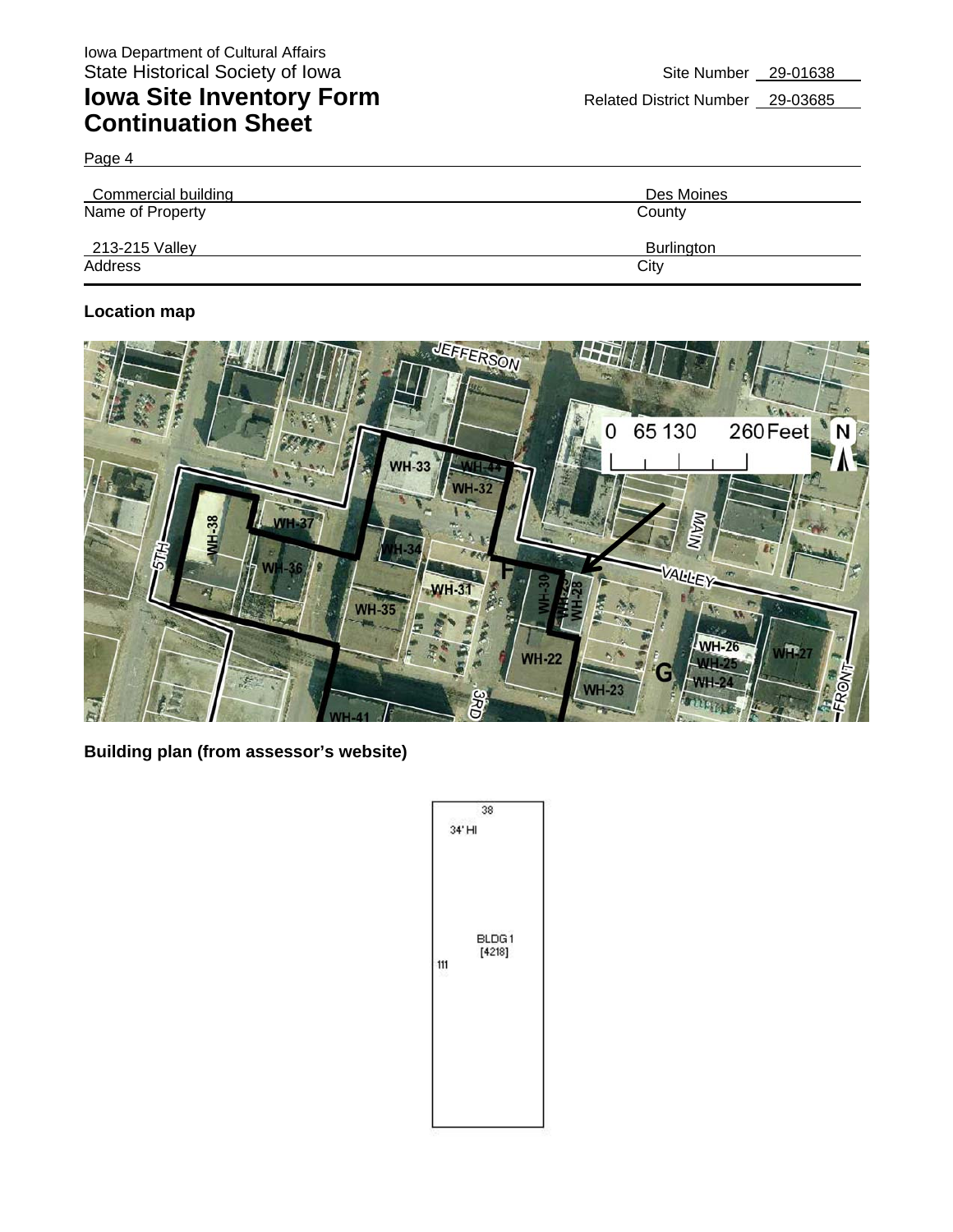# Iowa Site Inventory Form Continuation Sheet

Iowa Department of Cultural Affairs
State Historical Society of Iowa

Site Number 29-01638
Related District Number 29-03685

Page 4

| Commercial building | Des Moines |
|---|---|
| Name of Property | County |
| 213-215 Valley | Burlington |
| Address | City |

**Location map**

**Building plan (from assessor's website)**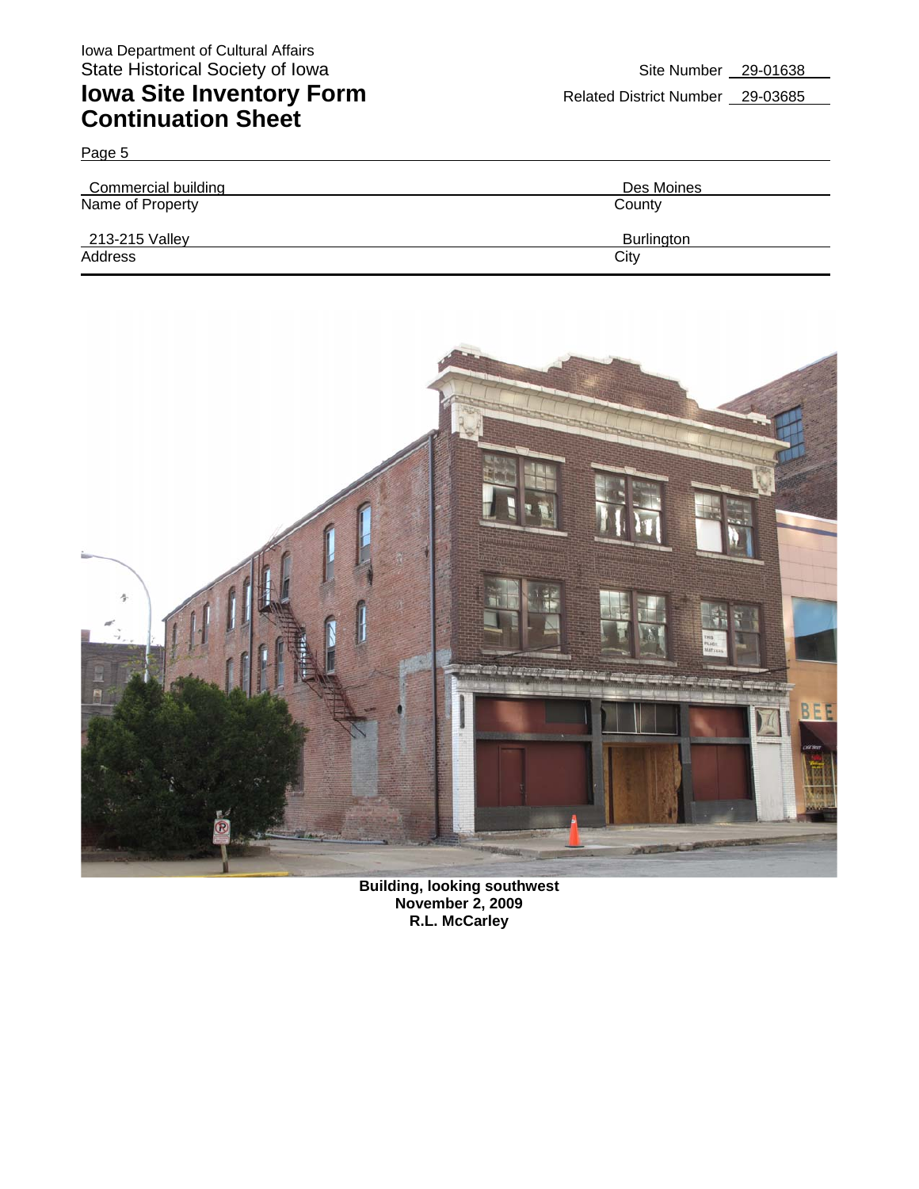Iowa Department of Cultural Affairs
State Historical Society of Iowa

# Iowa Site Inventory Form Continuation Sheet

Site Number 29-01638

Related District Number 29-03685

Page 5

| Commercial building | Des Moines |
|---|---|
| Name of Property | County |
| 213-215 Valley | Burlington |
| Address | City |

**Building, looking southwest**
**November 2, 2009**
**R.L. McCarley**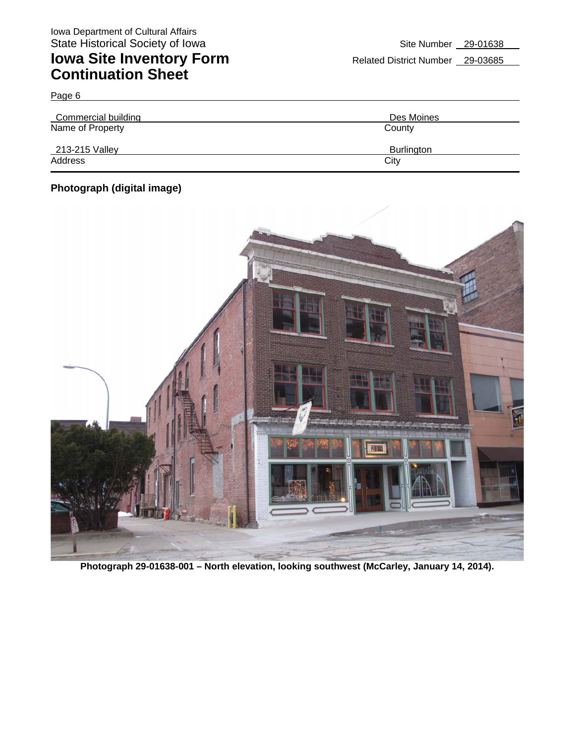Iowa Department of Cultural Affairs
State Historical Society of Iowa

# Iowa Site Inventory Form
# Continuation Sheet

Site Number 29-01638

Related District Number 29-03685

Page 6

| | |
|---|---|
| Commercial building | Des Moines |
| Name of Property | County |
| 213-215 Valley | Burlington |
| Address | City |

**Photograph (digital image)**

**Photograph 29-01638-001 – North elevation, looking southwest (McCarley, January 14, 2014).**